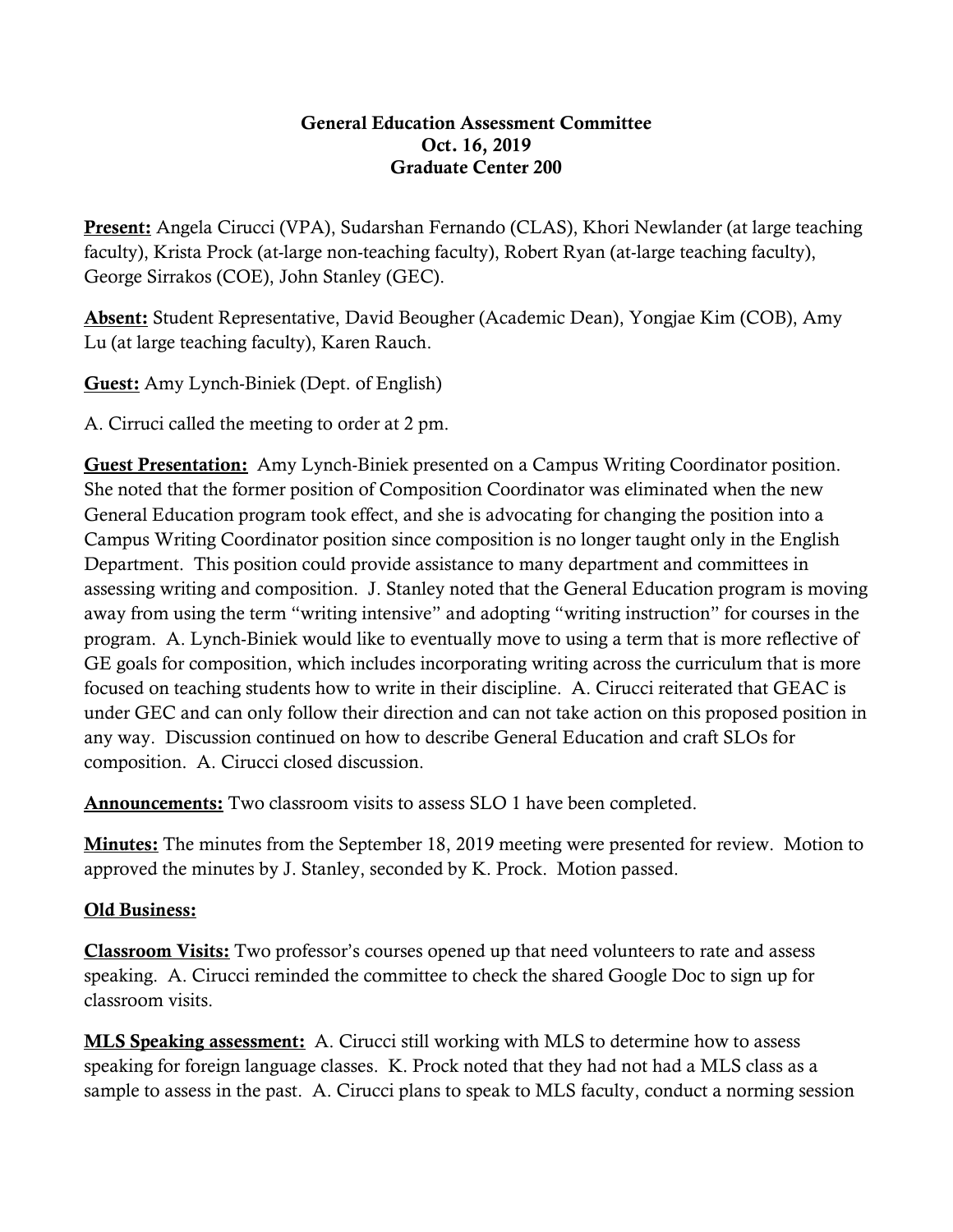**General Education Assessment Committee**
**Oct. 16, 2019**
**Graduate Center 200**

**Present:** Angela Cirucci (VPA), Sudarshan Fernando (CLAS), Khori Newlander (at large teaching faculty), Krista Prock (at-large non-teaching faculty), Robert Ryan (at-large teaching faculty), George Sirrakos (COE), John Stanley (GEC).

**Absent:** Student Representative, David Beougher (Academic Dean), Yongjae Kim (COB), Amy Lu (at large teaching faculty), Karen Rauch.

**Guest:** Amy Lynch-Biniek (Dept. of English)

A. Cirruci called the meeting to order at 2 pm.

**Guest Presentation:** Amy Lynch-Biniek presented on a Campus Writing Coordinator position. She noted that the former position of Composition Coordinator was eliminated when the new General Education program took effect, and she is advocating for changing the position into a Campus Writing Coordinator position since composition is no longer taught only in the English Department. This position could provide assistance to many department and committees in assessing writing and composition. J. Stanley noted that the General Education program is moving away from using the term "writing intensive" and adopting "writing instruction" for courses in the program. A. Lynch-Biniek would like to eventually move to using a term that is more reflective of GE goals for composition, which includes incorporating writing across the curriculum that is more focused on teaching students how to write in their discipline. A. Cirucci reiterated that GEAC is under GEC and can only follow their direction and can not take action on this proposed position in any way. Discussion continued on how to describe General Education and craft SLOs for composition. A. Cirucci closed discussion.

**Announcements:** Two classroom visits to assess SLO 1 have been completed.

**Minutes:** The minutes from the September 18, 2019 meeting were presented for review. Motion to approved the minutes by J. Stanley, seconded by K. Prock. Motion passed.

**Old Business:**

**Classroom Visits:** Two professor's courses opened up that need volunteers to rate and assess speaking. A. Cirucci reminded the committee to check the shared Google Doc to sign up for classroom visits.

**MLS Speaking assessment:** A. Cirucci still working with MLS to determine how to assess speaking for foreign language classes. K. Prock noted that they had not had a MLS class as a sample to assess in the past. A. Cirucci plans to speak to MLS faculty, conduct a norming session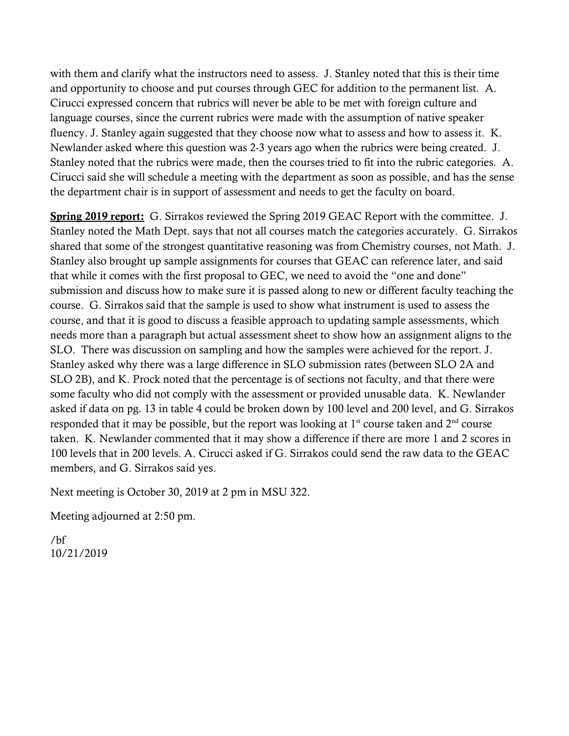with them and clarify what the instructors need to assess. J. Stanley noted that this is their time and opportunity to choose and put courses through GEC for addition to the permanent list. A. Cirucci expressed concern that rubrics will never be able to be met with foreign culture and language courses, since the current rubrics were made with the assumption of native speaker fluency. J. Stanley again suggested that they choose now what to assess and how to assess it. K. Newlander asked where this question was 2-3 years ago when the rubrics were being created. J. Stanley noted that the rubrics were made, then the courses tried to fit into the rubric categories. A. Cirucci said she will schedule a meeting with the department as soon as possible, and has the sense the department chair is in support of assessment and needs to get the faculty on board.

**Spring 2019 report:** G. Sirrakos reviewed the Spring 2019 GEAC Report with the committee. J. Stanley noted the Math Dept. says that not all courses match the categories accurately. G. Sirrakos shared that some of the strongest quantitative reasoning was from Chemistry courses, not Math. J. Stanley also brought up sample assignments for courses that GEAC can reference later, and said that while it comes with the first proposal to GEC, we need to avoid the "one and done" submission and discuss how to make sure it is passed along to new or different faculty teaching the course. G. Sirrakos said that the sample is used to show what instrument is used to assess the course, and that it is good to discuss a feasible approach to updating sample assessments, which needs more than a paragraph but actual assessment sheet to show how an assignment aligns to the SLO. There was discussion on sampling and how the samples were achieved for the report. J. Stanley asked why there was a large difference in SLO submission rates (between SLO 2A and SLO 2B), and K. Prock noted that the percentage is of sections not faculty, and that there were some faculty who did not comply with the assessment or provided unusable data. K. Newlander asked if data on pg. 13 in table 4 could be broken down by 100 level and 200 level, and G. Sirrakos responded that it may be possible, but the report was looking at 1st course taken and 2nd course taken. K. Newlander commented that it may show a difference if there are more 1 and 2 scores in 100 levels that in 200 levels. A. Cirucci asked if G. Sirrakos could send the raw data to the GEAC members, and G. Sirrakos said yes.

Next meeting is October 30, 2019 at 2 pm in MSU 322.

Meeting adjourned at 2:50 pm.

/bf
10/21/2019